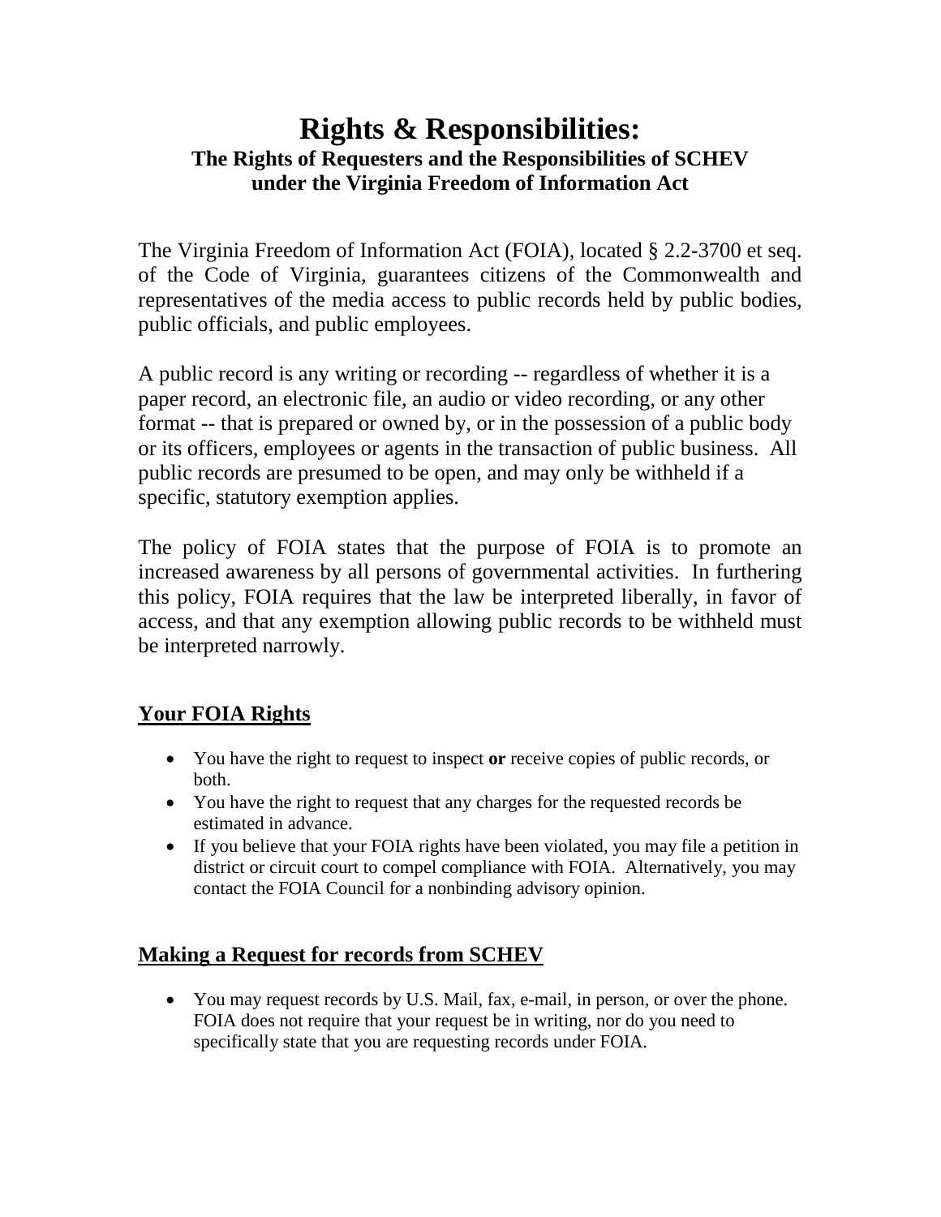# Rights & Responsibilities:

### The Rights of Requesters and the Responsibilities of SCHEV under the Virginia Freedom of Information Act

The Virginia Freedom of Information Act (FOIA), located § 2.2-3700 et seq. of the Code of Virginia, guarantees citizens of the Commonwealth and representatives of the media access to public records held by public bodies, public officials, and public employees.

A public record is any writing or recording -- regardless of whether it is a paper record, an electronic file, an audio or video recording, or any other format -- that is prepared or owned by, or in the possession of a public body or its officers, employees or agents in the transaction of public business. All public records are presumed to be open, and may only be withheld if a specific, statutory exemption applies.

The policy of FOIA states that the purpose of FOIA is to promote an increased awareness by all persons of governmental activities. In furthering this policy, FOIA requires that the law be interpreted liberally, in favor of access, and that any exemption allowing public records to be withheld must be interpreted narrowly.

## Your FOIA Rights

- You have the right to request to inspect **or** receive copies of public records, or both.
- You have the right to request that any charges for the requested records be estimated in advance.
- If you believe that your FOIA rights have been violated, you may file a petition in district or circuit court to compel compliance with FOIA. Alternatively, you may contact the FOIA Council for a nonbinding advisory opinion.

## Making a Request for records from SCHEV

- You may request records by U.S. Mail, fax, e-mail, in person, or over the phone. FOIA does not require that your request be in writing, nor do you need to specifically state that you are requesting records under FOIA.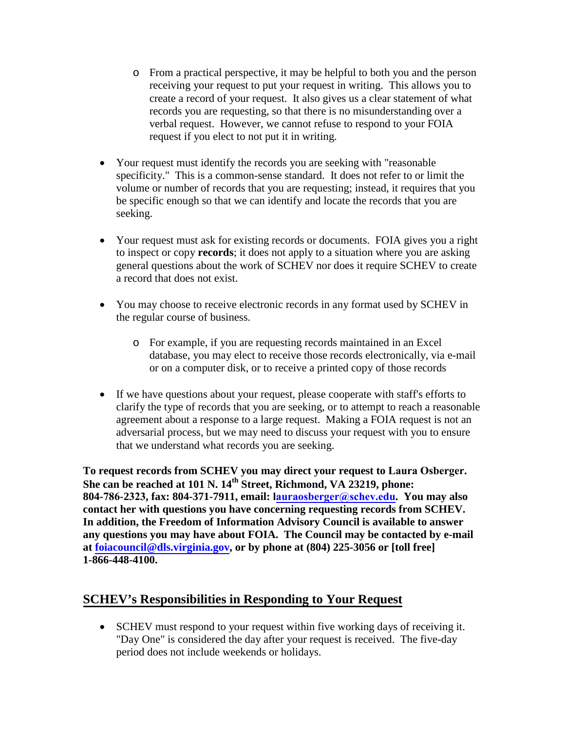- From a practical perspective, it may be helpful to both you and the person receiving your request to put your request in writing. This allows you to create a record of your request. It also gives us a clear statement of what records you are requesting, so that there is no misunderstanding over a verbal request. However, we cannot refuse to respond to your FOIA request if you elect to not put it in writing.

- Your request must identify the records you are seeking with "reasonable specificity." This is a common-sense standard. It does not refer to or limit the volume or number of records that you are requesting; instead, it requires that you be specific enough so that we can identify and locate the records that you are seeking.

- Your request must ask for existing records or documents. FOIA gives you a right to inspect or copy **records**; it does not apply to a situation where you are asking general questions about the work of SCHEV nor does it require SCHEV to create a record that does not exist.

- You may choose to receive electronic records in any format used by SCHEV in the regular course of business.

  - For example, if you are requesting records maintained in an Excel database, you may elect to receive those records electronically, via e-mail or on a computer disk, or to receive a printed copy of those records

- If we have questions about your request, please cooperate with staff's efforts to clarify the type of records that you are seeking, or to attempt to reach a reasonable agreement about a response to a large request. Making a FOIA request is not an adversarial process, but we may need to discuss your request with you to ensure that we understand what records you are seeking.

**To request records from SCHEV you may direct your request to Laura Osberger. She can be reached at 101 N. 14th Street, Richmond, VA 23219, phone: 804-786-2323, fax: 804-371-7911, email: lauraosberger@schev.edu. You may also contact her with questions you have concerning requesting records from SCHEV. In addition, the Freedom of Information Advisory Council is available to answer any questions you may have about FOIA. The Council may be contacted by e-mail at foiacouncil@dls.virginia.gov, or by phone at (804) 225-3056 or [toll free] 1-866-448-4100.**

## SCHEV's Responsibilities in Responding to Your Request

- SCHEV must respond to your request within five working days of receiving it. "Day One" is considered the day after your request is received. The five-day period does not include weekends or holidays.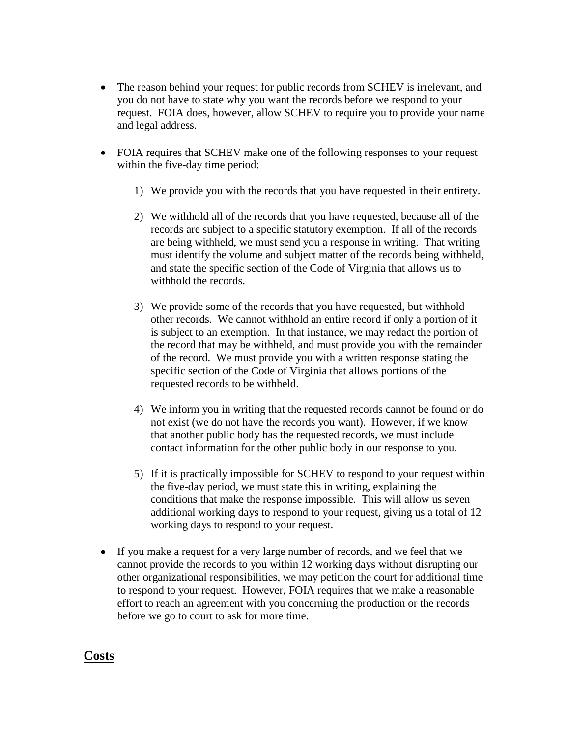- The reason behind your request for public records from SCHEV is irrelevant, and you do not have to state why you want the records before we respond to your request. FOIA does, however, allow SCHEV to require you to provide your name and legal address.

- FOIA requires that SCHEV make one of the following responses to your request within the five-day time period:

  1) We provide you with the records that you have requested in their entirety.

  2) We withhold all of the records that you have requested, because all of the records are subject to a specific statutory exemption. If all of the records are being withheld, we must send you a response in writing. That writing must identify the volume and subject matter of the records being withheld, and state the specific section of the Code of Virginia that allows us to withhold the records.

  3) We provide some of the records that you have requested, but withhold other records. We cannot withhold an entire record if only a portion of it is subject to an exemption. In that instance, we may redact the portion of the record that may be withheld, and must provide you with the remainder of the record. We must provide you with a written response stating the specific section of the Code of Virginia that allows portions of the requested records to be withheld.

  4) We inform you in writing that the requested records cannot be found or do not exist (we do not have the records you want). However, if we know that another public body has the requested records, we must include contact information for the other public body in our response to you.

  5) If it is practically impossible for SCHEV to respond to your request within the five-day period, we must state this in writing, explaining the conditions that make the response impossible. This will allow us seven additional working days to respond to your request, giving us a total of 12 working days to respond to your request.

- If you make a request for a very large number of records, and we feel that we cannot provide the records to you within 12 working days without disrupting our other organizational responsibilities, we may petition the court for additional time to respond to your request. However, FOIA requires that we make a reasonable effort to reach an agreement with you concerning the production or the records before we go to court to ask for more time.

## Costs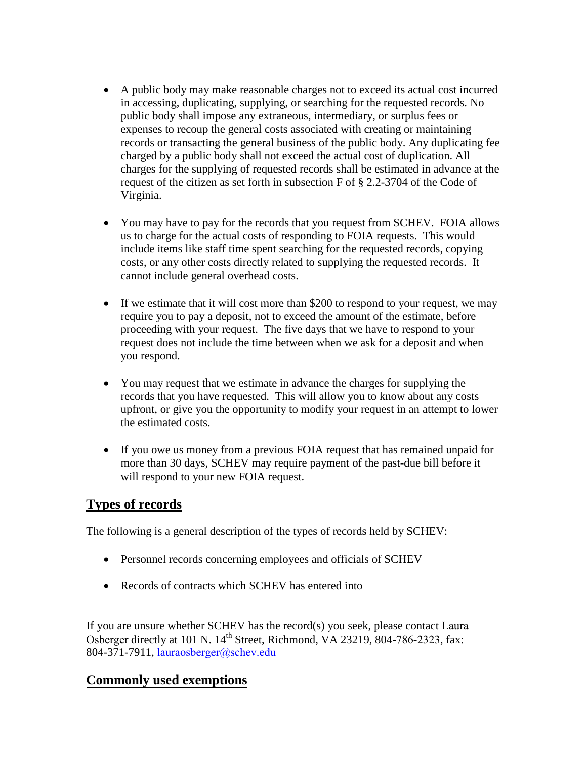- A public body may make reasonable charges not to exceed its actual cost incurred in accessing, duplicating, supplying, or searching for the requested records. No public body shall impose any extraneous, intermediary, or surplus fees or expenses to recoup the general costs associated with creating or maintaining records or transacting the general business of the public body. Any duplicating fee charged by a public body shall not exceed the actual cost of duplication. All charges for the supplying of requested records shall be estimated in advance at the request of the citizen as set forth in subsection F of § 2.2-3704 of the Code of Virginia.

- You may have to pay for the records that you request from SCHEV. FOIA allows us to charge for the actual costs of responding to FOIA requests. This would include items like staff time spent searching for the requested records, copying costs, or any other costs directly related to supplying the requested records. It cannot include general overhead costs.

- If we estimate that it will cost more than $200 to respond to your request, we may require you to pay a deposit, not to exceed the amount of the estimate, before proceeding with your request. The five days that we have to respond to your request does not include the time between when we ask for a deposit and when you respond.

- You may request that we estimate in advance the charges for supplying the records that you have requested. This will allow you to know about any costs upfront, or give you the opportunity to modify your request in an attempt to lower the estimated costs.

- If you owe us money from a previous FOIA request that has remained unpaid for more than 30 days, SCHEV may require payment of the past-due bill before it will respond to your new FOIA request.

## Types of records

The following is a general description of the types of records held by SCHEV:

- Personnel records concerning employees and officials of SCHEV

- Records of contracts which SCHEV has entered into

If you are unsure whether SCHEV has the record(s) you seek, please contact Laura Osberger directly at 101 N. 14th Street, Richmond, VA 23219, 804-786-2323, fax: 804-371-7911, lauraosberger@schev.edu

## Commonly used exemptions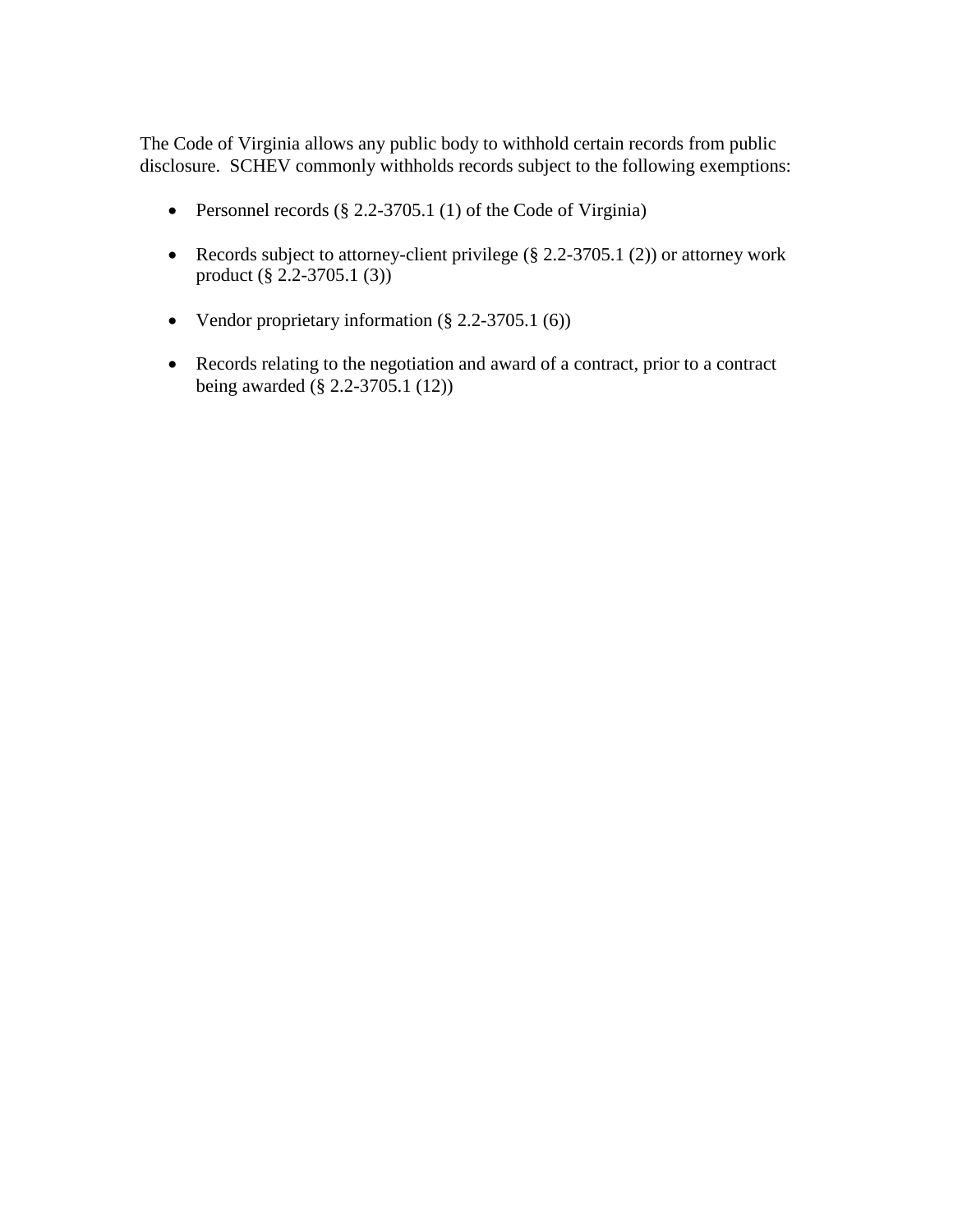The Code of Virginia allows any public body to withhold certain records from public disclosure. SCHEV commonly withholds records subject to the following exemptions:

- Personnel records (§ 2.2-3705.1 (1) of the Code of Virginia)
- Records subject to attorney-client privilege (§ 2.2-3705.1 (2)) or attorney work product (§ 2.2-3705.1 (3))
- Vendor proprietary information (§ 2.2-3705.1 (6))
- Records relating to the negotiation and award of a contract, prior to a contract being awarded (§ 2.2-3705.1 (12))